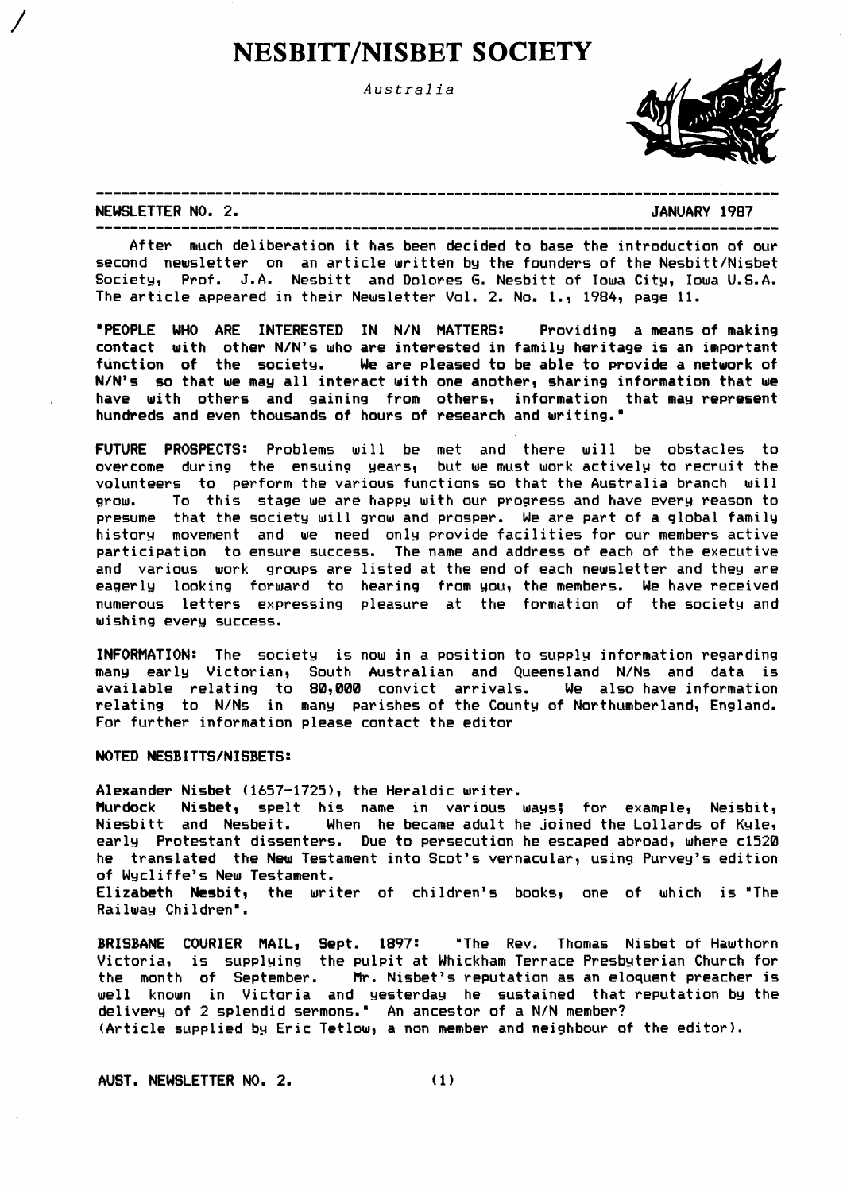# NESBITT/NISBET SOCIETY

*Australia*

**NEWSLETTER NO. 2.** **JANUARY 1987**

After much deliberation it has been decided to base the introduction of our second newsletter on an article written by the founders of the Nesbitt/Nisbet Society, Prof. J.A. Nesbitt and Dolores G. Nesbitt of Iowa City, Iowa U.S.A. The article appeared in their Newsletter Vol. 2. No. 1., 1984, page 11.

**"PEOPLE WHO ARE INTERESTED IN N/N MATTERS: Providing a means of making contact with other N/N's who are interested in family heritage is an important function of the society. We are pleased to be able to provide a network of N/N's so that we may all interact with one another, sharing information that we have with others and gaining from others, information that may represent hundreds and even thousands of hours of research and writing."**

**FUTURE PROSPECTS:** Problems will be met and there will be obstacles to overcome during the ensuing years, but we must work actively to recruit the volunteers to perform the various functions so that the Australia branch will grow. To this stage we are happy with our progress and have every reason to presume that the society will grow and prosper. We are part of a global family history movement and we need only provide facilities for our members active participation to ensure success. The name and address of each of the executive and various work groups are listed at the end of each newsletter and they are eagerly looking forward to hearing from you, the members. We have received numerous letters expressing pleasure at the formation of the society and wishing every success.

**INFORMATION:** The society is now in a position to supply information regarding many early Victorian, South Australian and Queensland N/Ns and data is available relating to 80,000 convict arrivals. We also have information relating to N/Ns in many parishes of the County of Northumberland, England. For further information please contact the editor

**NOTED NESBITTS/NISBETS:**

**Alexander Nisbet** (1657-1725), the Heraldic writer.
**Murdock Nisbet**, spelt his name in various ways; for example, Neisbit, Niesbitt and Nesbeit. When he became adult he joined the Lollards of Kyle, early Protestant dissenters. Due to persecution he escaped abroad, where c1520 he translated the New Testament into Scot's vernacular, using Purvey's edition of Wycliffe's New Testament.
**Elizabeth Nesbit**, the writer of children's books, one of which is "The Railway Children".

**BRISBANE COURIER MAIL, Sept. 1897:** "The Rev. Thomas Nisbet of Hawthorn Victoria, is supplying the pulpit at Whickham Terrace Presbyterian Church for the month of September. Mr. Nisbet's reputation as an eloquent preacher is well known in Victoria and yesterday he sustained that reputation by the delivery of 2 splendid sermons." An ancestor of a N/N member?
(Article supplied by Eric Tetlow, a non member and neighbour of the editor).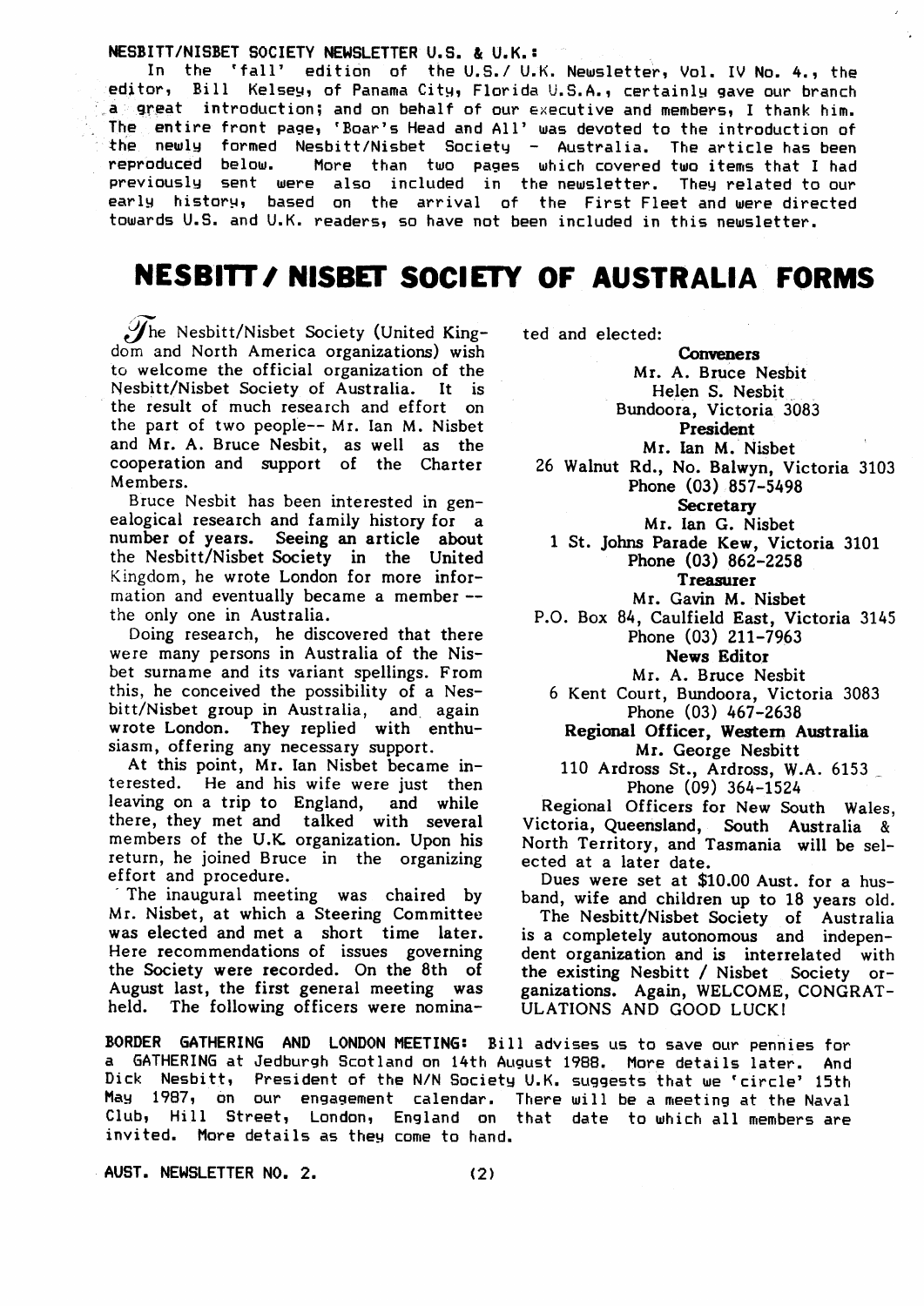**NESBITT/NISBET SOCIETY NEWSLETTER U.S. & U.K.:**

In the 'fall' edition of the U.S./ U.K. Newsletter, Vol. IV No. 4., the editor, Bill Kelsey, of Panama City, Florida U.S.A., certainly gave our branch a great introduction; and on behalf of our executive and members, I thank him. The entire front page, 'Boar's Head and All' was devoted to the introduction of the newly formed Nesbitt/Nisbet Society - Australia. The article has been reproduced below. More than two pages which covered two items that I had previously sent were also included in the newsletter. They related to our early history, based on the arrival of the First Fleet and were directed towards U.S. and U.K. readers, so have not been included in this newsletter.

# NESBITT / NISBET SOCIETY OF AUSTRALIA FORMS

The Nesbitt/Nisbet Society (United Kingdom and North America organizations) wish to welcome the official organization of the Nesbitt/Nisbet Society of Australia. It is the result of much research and effort on the part of two people-- Mr. Ian M. Nisbet and Mr. A. Bruce Nesbit, as well as the cooperation and support of the Charter Members.

Bruce Nesbit has been interested in genealogical research and family history for a number of years. Seeing an article about the Nesbitt/Nisbet Society in the United Kingdom, he wrote London for more information and eventually became a member -- the only one in Australia.

Doing research, he discovered that there were many persons in Australia of the Nisbet surname and its variant spellings. From this, he conceived the possibility of a Nesbitt/Nisbet group in Australia, and again wrote London. They replied with enthusiasm, offering any necessary support.

At this point, Mr. Ian Nisbet became interested. He and his wife were just then leaving on a trip to England, and while there, they met and talked with several members of the U.K. organization. Upon his return, he joined Bruce in the organizing effort and procedure.

The inaugural meeting was chaired by Mr. Nisbet, at which a Steering Committee was elected and met a short time later. Here recommendations of issues governing the Society were recorded. On the 8th of August last, the first general meeting was held. The following officers were nominated and elected:

**Conveners**
Mr. A. Bruce Nesbit
Helen S. Nesbit
Bundoora, Victoria 3083

**President**
Mr. Ian M. Nisbet
26 Walnut Rd., No. Balwyn, Victoria 3103
Phone (03) 857-5498

**Secretary**
Mr. Ian G. Nisbet
1 St. Johns Parade Kew, Victoria 3101
Phone (03) 862-2258

**Treasurer**
Mr. Gavin M. Nisbet
P.O. Box 84, Caulfield East, Victoria 3145
Phone (03) 211-7963

**News Editor**
Mr. A. Bruce Nesbit
6 Kent Court, Bundoora, Victoria 3083
Phone (03) 467-2638

**Regional Officer, Western Australia**
Mr. George Nesbitt
110 Ardross St., Ardross, W.A. 6153
Phone (09) 364-1524

Regional Officers for New South Wales, Victoria, Queensland, South Australia & North Territory, and Tasmania will be selected at a later date.

Dues were set at $10.00 Aust. for a husband, wife and children up to 18 years old.

The Nesbitt/Nisbet Society of Australia is a completely autonomous and independent organization and is interrelated with the existing Nesbitt / Nisbet Society organizations. Again, WELCOME, CONGRATULATIONS AND GOOD LUCK!

**BORDER GATHERING AND LONDON MEETING:** Bill advises us to save our pennies for a GATHERING at Jedburgh Scotland on 14th August 1988. More details later. And Dick Nesbitt, President of the N/N Society U.K. suggests that we 'circle' 15th May 1987, on our engagement calendar. There will be a meeting at the Naval Club, Hill Street, London, England on that date to which all members are invited. More details as they come to hand.

AUST. NEWSLETTER NO. 2.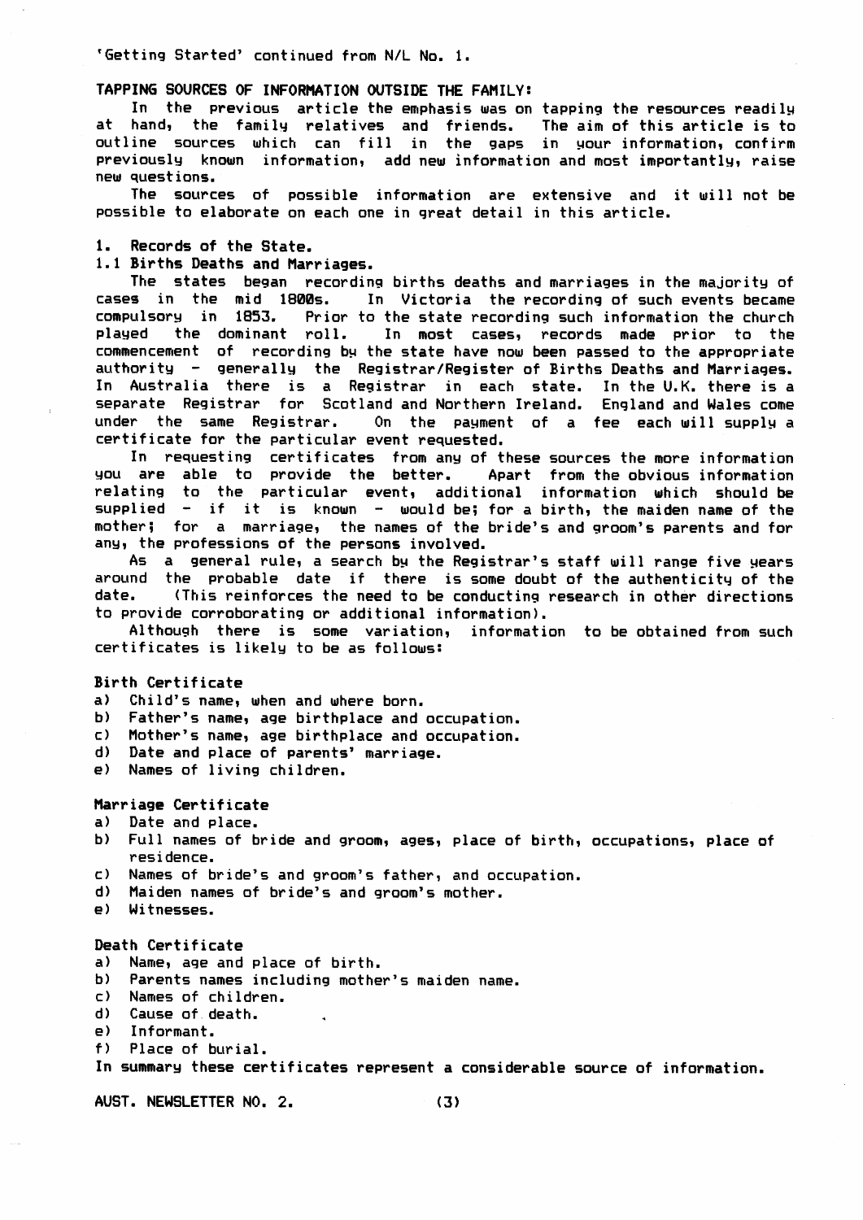'Getting Started' continued from N/L No. 1.

**TAPPING SOURCES OF INFORMATION OUTSIDE THE FAMILY:**

In the previous article the emphasis was on tapping the resources readily at hand, the family relatives and friends. The aim of this article is to outline sources which can fill in the gaps in your information, confirm previously known information, add new information and most importantly, raise new questions.

The sources of possible information are extensive and it will not be possible to elaborate on each one in great detail in this article.

**1. Records of the State.**

**1.1 Births Deaths and Marriages.**

The states began recording births deaths and marriages in the majority of cases in the mid 1800s. In Victoria the recording of such events became compulsory in 1853. Prior to the state recording such information the church played the dominant roll. In most cases, records made prior to the commencement of recording by the state have now been passed to the appropriate authority - generally the Registrar/Register of Births Deaths and Marriages. In Australia there is a Registrar in each state. In the U.K. there is a separate Registrar for Scotland and Northern Ireland. England and Wales come under the same Registrar. On the payment of a fee each will supply a certificate for the particular event requested.

In requesting certificates from any of these sources the more information you are able to provide the better. Apart from the obvious information relating to the particular event, additional information which should be supplied - if it is known - would be; for a birth, the maiden name of the mother; for a marriage, the names of the bride's and groom's parents and for any, the professions of the persons involved.

As a general rule, a search by the Registrar's staff will range five years around the probable date if there is some doubt of the authenticity of the date. (This reinforces the need to be conducting research in other directions to provide corroborating or additional information).

Although there is some variation, information to be obtained from such certificates is likely to be as follows:

**Birth Certificate**

a) Child's name, when and where born.
b) Father's name, age birthplace and occupation.
c) Mother's name, age birthplace and occupation.
d) Date and place of parents' marriage.
e) Names of living children.

**Marriage Certificate**

a) Date and place.
b) Full names of bride and groom, ages, place of birth, occupations, place of residence.
c) Names of bride's and groom's father, and occupation.
d) Maiden names of bride's and groom's mother.
e) Witnesses.

**Death Certificate**

a) Name, age and place of birth.
b) Parents names including mother's maiden name.
c) Names of children.
d) Cause of death.
e) Informant.
f) Place of burial.

**In summary these certificates represent a considerable source of information.**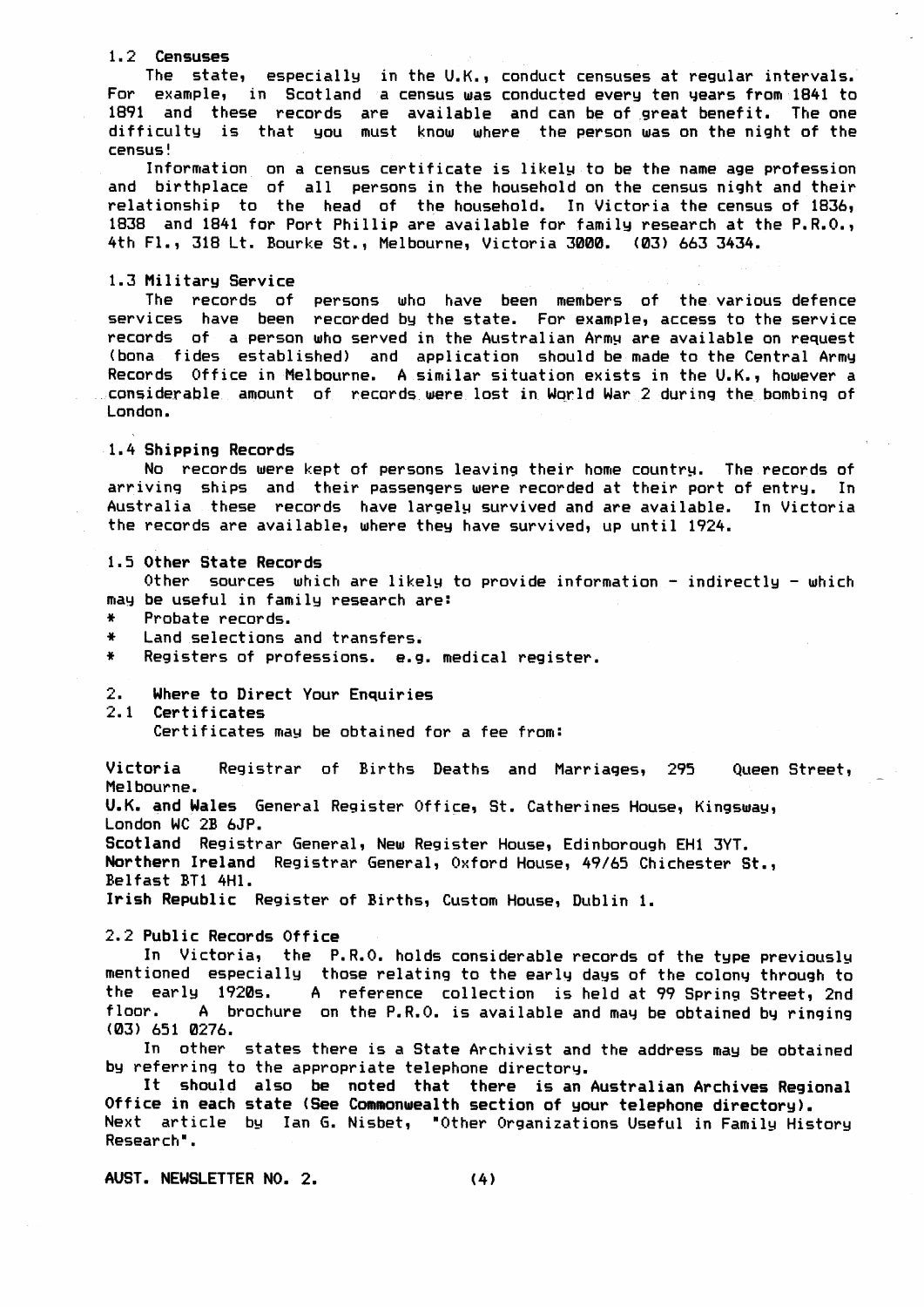### 1.2 Censuses

The state, especially in the U.K., conduct censuses at regular intervals. For example, in Scotland a census was conducted every ten years from 1841 to 1891 and these records are available and can be of great benefit. The one difficulty is that you must know where the person was on the night of the census!

Information on a census certificate is likely to be the name age profession and birthplace of all persons in the household on the census night and their relationship to the head of the household. In Victoria the census of 1836, 1838 and 1841 for Port Phillip are available for family research at the P.R.O., 4th Fl., 318 Lt. Bourke St., Melbourne, Victoria 3000. (03) 663 3434.

### 1.3 Military Service

The records of persons who have been members of the various defence services have been recorded by the state. For example, access to the service records of a person who served in the Australian Army are available on request (bona fides established) and application should be made to the Central Army Records Office in Melbourne. A similar situation exists in the U.K., however a considerable amount of records were lost in World War 2 during the bombing of London.

### 1.4 Shipping Records

No records were kept of persons leaving their home country. The records of arriving ships and their passengers were recorded at their port of entry. In Australia these records have largely survived and are available. In Victoria the records are available, where they have survived, up until 1924.

### 1.5 Other State Records

Other sources which are likely to provide information - indirectly - which may be useful in family research are:

* Probate records.
* Land selections and transfers.
* Registers of professions. e.g. medical register.

## 2. Where to Direct Your Enquiries

### 2.1 Certificates

Certificates may be obtained for a fee from:

**Victoria** Registrar of Births Deaths and Marriages, 295 Queen Street, Melbourne.

**U.K. and Wales** General Register Office, St. Catherines House, Kingsway, London WC 2B 6JP.

**Scotland** Registrar General, New Register House, Edinborough EH1 3YT.

**Northern Ireland** Registrar General, Oxford House, 49/65 Chichester St., Belfast BT1 4H1.

**Irish Republic** Register of Births, Custom House, Dublin 1.

### 2.2 Public Records Office

In Victoria, the P.R.O. holds considerable records of the type previously mentioned especially those relating to the early days of the colony through to the early 1920s. A reference collection is held at 99 Spring Street, 2nd floor. A brochure on the P.R.O. is available and may be obtained by ringing (03) 651 0276.

In other states there is a State Archivist and the address may be obtained by referring to the appropriate telephone directory.

**It should also be noted that there is an Australian Archives Regional Office in each state (See Commonwealth section of your telephone directory).**

Next article by Ian G. Nisbet, "Other Organizations Useful in Family History Research".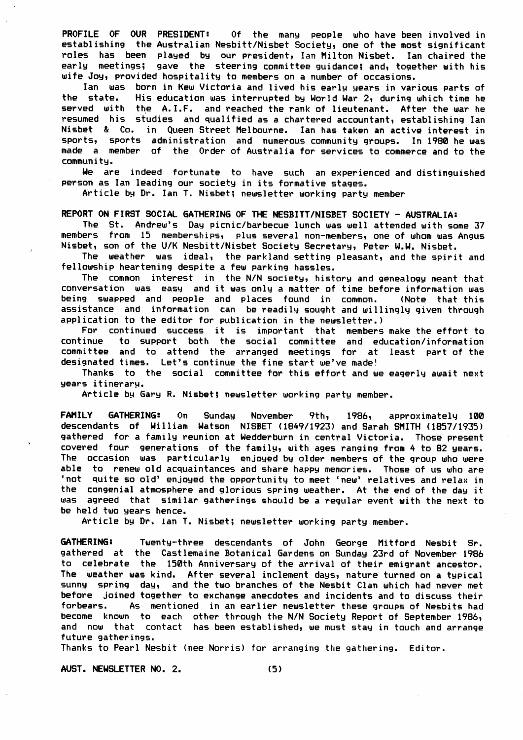**PROFILE OF OUR PRESIDENT:** Of the many people who have been involved in establishing the Australian Nesbitt/Nisbet Society, one of the most significant roles has been played by our president, Ian Milton Nisbet. Ian chaired the early meetings; gave the steering committee guidance; and, together with his wife Joy, provided hospitality to members on a number of occasions.

Ian was born in Kew Victoria and lived his early years in various parts of the state. His education was interrupted by World War 2, during which time he served with the A.I.F. and reached the rank of lieutenant. After the war he resumed his studies and qualified as a chartered accountant, establishing Ian Nisbet & Co. in Queen Street Melbourne. Ian has taken an active interest in sports, sports administration and numerous community groups. In 1980 he was made a member of the Order of Australia for services to commerce and to the community.

We are indeed fortunate to have such an experienced and distinguished person as Ian leading our society in its formative stages.

Article by Dr. Ian T. Nisbet; newsletter working party member

**REPORT ON FIRST SOCIAL GATHERING OF THE NESBITT/NISBET SOCIETY - AUSTRALIA:**

The St. Andrew's Day picnic/barbecue lunch was well attended with some 37 members from 15 memberships, plus several non-members, one of whom was Angus Nisbet, son of the U/K Nesbitt/Nisbet Society Secretary, Peter W.W. Nisbet.

The weather was ideal, the parkland setting pleasant, and the spirit and fellowship heartening despite a few parking hassles.

The common interest in the N/N society, history and genealogy meant that conversation was easy and it was only a matter of time before information was being swapped and people and places found in common. (Note that this assistance and information can be readily sought and willingly given through application to the editor for publication in the newsletter.)

For continued success it is important that members make the effort to continue to support both the social committee and education/information committee and to attend the arranged meetings for at least part of the designated times. Let's continue the fine start we've made!

Thanks to the social committee for this effort and we eagerly await next years itinerary.

Article by Gary R. Nisbet; newsletter working party member.

**FAMILY GATHERING:** On Sunday November 9th, 1986, approximately 100 descendants of William Watson NISBET (1849/1923) and Sarah SMITH (1857/1935) gathered for a family reunion at Wedderburn in central Victoria. Those present covered four generations of the family, with ages ranging from 4 to 82 years. The occasion was particularly enjoyed by older members of the group who were able to renew old acquaintances and share happy memories. Those of us who are 'not quite so old' enjoyed the opportunity to meet 'new' relatives and relax in the congenial atmosphere and glorious spring weather. At the end of the day it was agreed that similar gatherings should be a regular event with the next to be held two years hence.

Article by Dr. Ian T. Nisbet; newsletter working party member.

**GATHERING:** Twenty-three descendants of John George Mitford Nesbit Sr. gathered at the Castlemaine Botanical Gardens on Sunday 23rd of November 1986 to celebrate the 150th Anniversary of the arrival of their emigrant ancestor. The weather was kind. After several inclement days, nature turned on a typical sunny spring day, and the two branches of the Nesbit Clan which had never met before joined together to exchange anecdotes and incidents and to discuss their forbears. As mentioned in an earlier newsletter these groups of Nesbits had become known to each other through the N/N Society Report of September 1986, and now that contact has been established, we must stay in touch and arrange future gatherings.

Thanks to Pearl Nesbit (nee Norris) for arranging the gathering. Editor.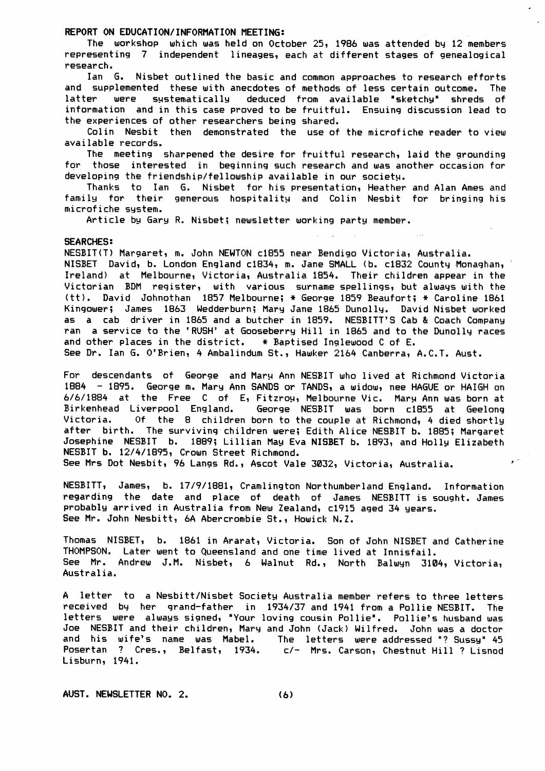**REPORT ON EDUCATION/INFORMATION MEETING:**

The workshop which was held on October 25, 1986 was attended by 12 members representing 7 independent lineages, each at different stages of genealogical research.

Ian G. Nisbet outlined the basic and common approaches to research efforts and supplemented these with anecdotes of methods of less certain outcome. The latter were systematically deduced from available "sketchy" shreds of information and in this case proved to be fruitful. Ensuing discussion lead to the experiences of other researchers being shared.

Colin Nesbit then demonstrated the use of the microfiche reader to view available records.

The meeting sharpened the desire for fruitful research, laid the grounding for those interested in beginning such research and was another occasion for developing the friendship/fellowship available in our society.

Thanks to Ian G. Nisbet for his presentation, Heather and Alan Ames and family for their generous hospitality and Colin Nesbit for bringing his microfiche system.

Article by Gary R. Nisbet; newsletter working party member.

**SEARCHES:**

NESBIT(T) Margaret, m. John NEWTON c1855 near Bendigo Victoria, Australia.
NISBET David, b. London England c1834, m. Jane SMALL (b. c1832 County Monaghan, Ireland) at Melbourne, Victoria, Australia 1854. Their children appear in the Victorian BDM register, with various surname spellings, but always with the (tt). David Johnothan 1857 Melbourne; * George 1859 Beaufort; * Caroline 1861 Kingower; James 1863 Wedderburn; Mary Jane 1865 Dunolly. David Nisbet worked as a cab driver in 1865 and a butcher in 1859. NESBITT'S Cab & Coach Company ran a service to the 'RUSH' at Gooseberry Hill in 1865 and to the Dunolly races and other places in the district. * Baptised Inglewood C of E.
See Dr. Ian G. O'Brien, 4 Ambalindum St., Hawker 2164 Canberra, A.C.T. Aust.

For descendants of George and Mary Ann NESBIT who lived at Richmond Victoria 1884 - 1895. George m. Mary Ann SANDS or TANDS, a widow, nee HAGUE or HAIGH on 6/6/1884 at the Free C of E, Fitzroy, Melbourne Vic. Mary Ann was born at Birkenhead Liverpool England. George NESBIT was born c1855 at Geelong Victoria. Of the 8 children born to the couple at Richmond, 4 died shortly after birth. The surviving children were; Edith Alice NESBIT b. 1885; Margaret Josephine NESBIT b. 1889; Lillian May Eva NISBET b. 1893, and Holly Elizabeth NESBIT b. 12/4/1895, Crown Street Richmond.
See Mrs Dot Nesbit, 96 Langs Rd., Ascot Vale 3032, Victoria, Australia.

NESBITT, James, b. 17/9/1881, Cramlington Northumberland England. Information regarding the date and place of death of James NESBITT is sought. James probably arrived in Australia from New Zealand, c1915 aged 34 years.
See Mr. John Nesbitt, 6A Abercrombie St., Howick N.Z.

Thomas NISBET, b. 1861 in Ararat, Victoria. Son of John NISBET and Catherine THOMPSON. Later went to Queensland and one time lived at Innisfail.
See Mr. Andrew J.M. Nisbet, 6 Walnut Rd., North Balwyn 3104, Victoria, Australia.

A letter to a Nesbitt/Nisbet Society Australia member refers to three letters received by her grand-father in 1934/37 and 1941 from a Pollie NESBIT. The letters were always signed, "Your loving cousin Pollie". Pollie's husband was Joe NESBIT and their children, Mary and John (Jack) Wilfred. John was a doctor and his wife's name was Mabel. The letters were addressed "? Sussy" 45 Posertan ? Cres., Belfast, 1934. c/- Mrs. Carson, Chestnut Hill ? Lisnod Lisburn, 1941.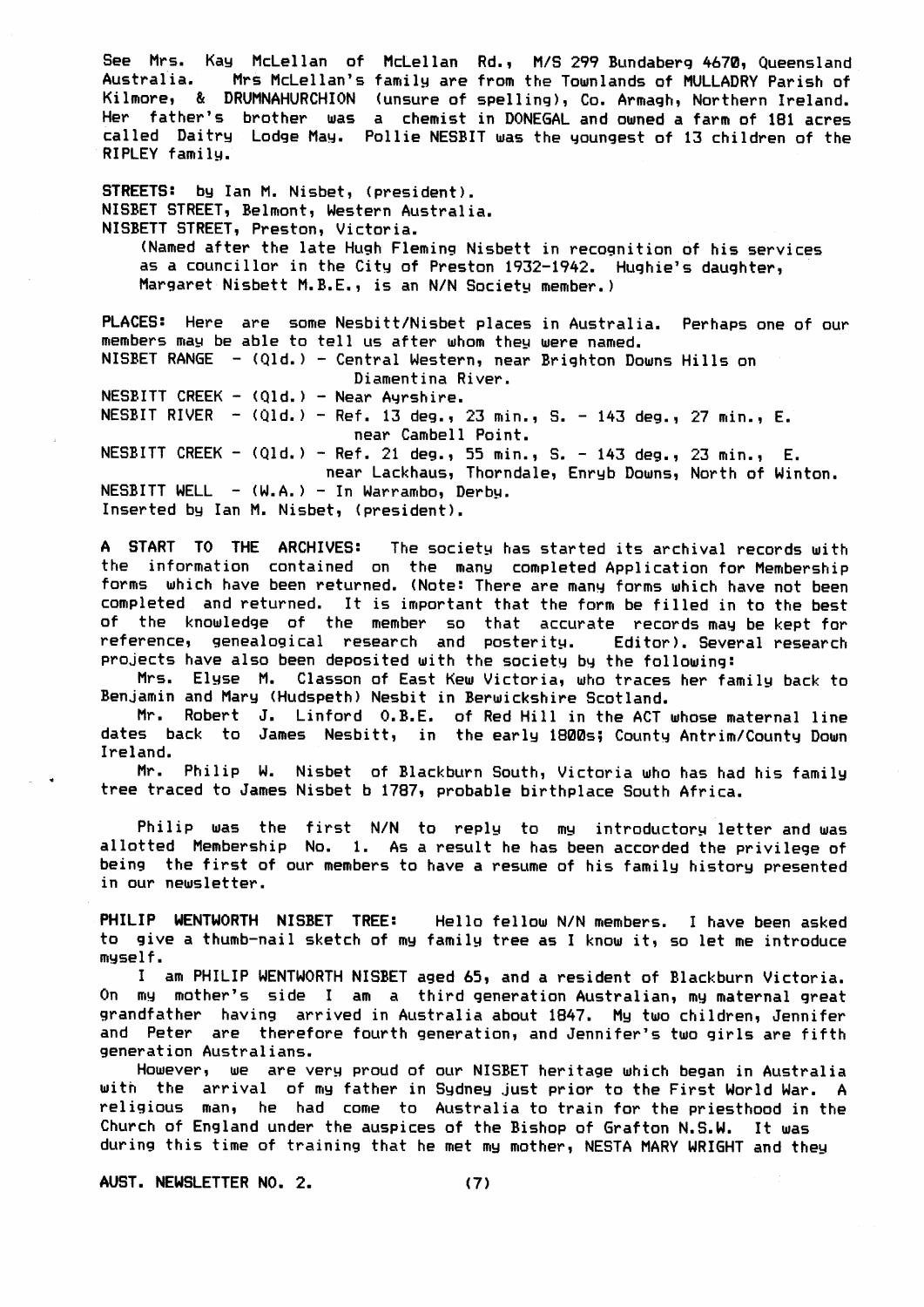See Mrs. Kay McLellan of McLellan Rd., M/S 299 Bundaberg 4670, Queensland Australia. Mrs McLellan's family are from the Townlands of MULLADRY Parish of Kilmore, & DRUMNAHURCHION (unsure of spelling), Co. Armagh, Northern Ireland. Her father's brother was a chemist in DONEGAL and owned a farm of 181 acres called Daitry Lodge May. Pollie NESBIT was the youngest of 13 children of the RIPLEY family.

**STREETS:** by Ian M. Nisbet, (president).
NISBET STREET, Belmont, Western Australia.
NISBETT STREET, Preston, Victoria.
(Named after the late Hugh Fleming Nisbett in recognition of his services as a councillor in the City of Preston 1932-1942. Hughie's daughter, Margaret Nisbett M.B.E., is an N/N Society member.)

**PLACES:** Here are some Nesbitt/Nisbet places in Australia. Perhaps one of our members may be able to tell us after whom they were named.

NISBET RANGE - (Qld.) - Central Western, near Brighton Downs Hills on Diamentina River.
NESBITT CREEK - (Qld.) - Near Ayrshire.
NESBIT RIVER - (Qld.) - Ref. 13 deg., 23 min., S. - 143 deg., 27 min., E. near Cambell Point.
NESBITT CREEK - (Qld.) - Ref. 21 deg., 55 min., S. - 143 deg., 23 min., E. near Lackhaus, Thorndale, Enryb Downs, North of Winton.
NESBITT WELL - (W.A.) - In Warrambo, Derby.
Inserted by Ian M. Nisbet, (president).

**A START TO THE ARCHIVES:** The society has started its archival records with the information contained on the many completed Application for Membership forms which have been returned. (Note: There are many forms which have not been completed and returned. It is important that the form be filled in to the best of the knowledge of the member so that accurate records may be kept for reference, genealogical research and posterity. Editor). Several research projects have also been deposited with the society by the following:

Mrs. Elyse M. Classon of East Kew Victoria, who traces her family back to Benjamin and Mary (Hudspeth) Nesbit in Berwickshire Scotland.

Mr. Robert J. Linford O.B.E. of Red Hill in the ACT whose maternal line dates back to James Nesbitt, in the early 1800s; County Antrim/County Down Ireland.

Mr. Philip W. Nisbet of Blackburn South, Victoria who has had his family tree traced to James Nisbet b 1787, probable birthplace South Africa.

Philip was the first N/N to reply to my introductory letter and was allotted Membership No. 1. As a result he has been accorded the privilege of being the first of our members to have a resume of his family history presented in our newsletter.

**PHILIP WENTWORTH NISBET TREE:** Hello fellow N/N members. I have been asked to give a thumb-nail sketch of my family tree as I know it, so let me introduce myself.

I am PHILIP WENTWORTH NISBET aged 65, and a resident of Blackburn Victoria. On my mother's side I am a third generation Australian, my maternal great grandfather having arrived in Australia about 1847. My two children, Jennifer and Peter are therefore fourth generation, and Jennifer's two girls are fifth generation Australians.

However, we are very proud of our NISBET heritage which began in Australia with the arrival of my father in Sydney just prior to the First World War. A religious man, he had come to Australia to train for the priesthood in the Church of England under the auspices of the Bishop of Grafton N.S.W. It was during this time of training that he met my mother, NESTA MARY WRIGHT and they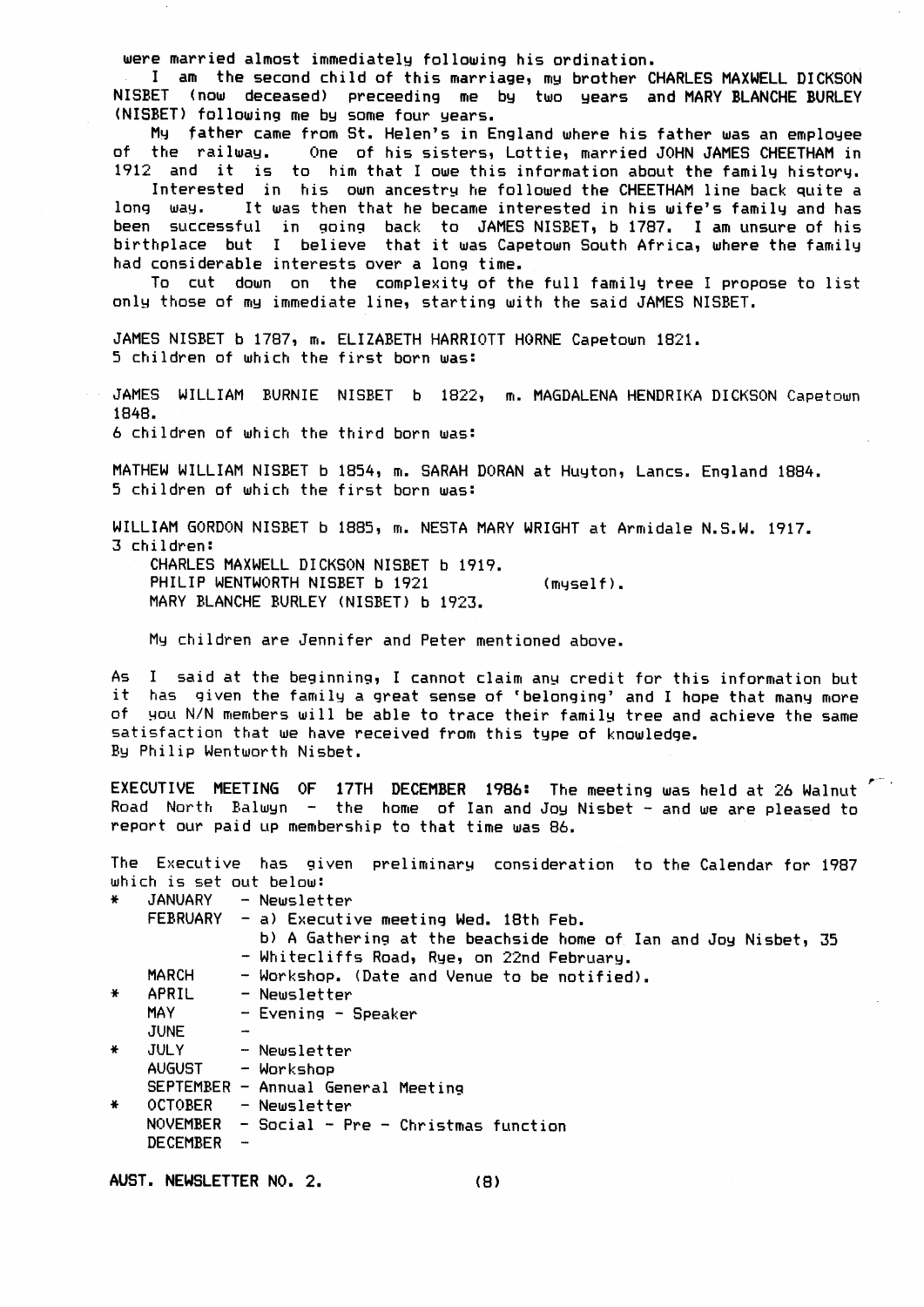were married almost immediately following his ordination.

I am the second child of this marriage, my brother CHARLES MAXWELL DICKSON NISBET (now deceased) preceeding me by two years and MARY BLANCHE BURLEY (NISBET) following me by some four years.

My father came from St. Helen's in England where his father was an employee of the railway. One of his sisters, Lottie, married JOHN JAMES CHEETHAM in 1912 and it is to him that I owe this information about the family history.

Interested in his own ancestry he followed the CHEETHAM line back quite a long way. It was then that he became interested in his wife's family and has been successful in going back to JAMES NISBET, b 1787. I am unsure of his birthplace but I believe that it was Capetown South Africa, where the family had considerable interests over a long time.

To cut down on the complexity of the full family tree I propose to list only those of my immediate line, starting with the said JAMES NISBET.

JAMES NISBET b 1787, m. ELIZABETH HARRIOTT HORNE Capetown 1821.
5 children of which the first born was:

JAMES WILLIAM BURNIE NISBET b 1822, m. MAGDALENA HENDRIKA DICKSON Capetown 1848.
6 children of which the third born was:

MATHEW WILLIAM NISBET b 1854, m. SARAH DORAN at Huyton, Lancs. England 1884.
5 children of which the first born was:

WILLIAM GORDON NISBET b 1885, m. NESTA MARY WRIGHT at Armidale N.S.W. 1917.
3 children:

CHARLES MAXWELL DICKSON NISBET b 1919.
PHILIP WENTWORTH NISBET b 1921 (myself).
MARY BLANCHE BURLEY (NISBET) b 1923.

My children are Jennifer and Peter mentioned above.

As I said at the beginning, I cannot claim any credit for this information but it has given the family a great sense of 'belonging' and I hope that many more of you N/N members will be able to trace their family tree and achieve the same satisfaction that we have received from this type of knowledge.
By Philip Wentworth Nisbet.

**EXECUTIVE MEETING OF 17TH DECEMBER 1986:** The meeting was held at 26 Walnut Road North Balwyn - the home of Ian and Joy Nisbet - and we are pleased to report our paid up membership to that time was 86.

The Executive has given preliminary consideration to the Calendar for 1987 which is set out below:

- \* JANUARY - Newsletter
- FEBRUARY - a) Executive meeting Wed. 18th Feb.
  b) A Gathering at the beachside home of Ian and Joy Nisbet, 35 - Whitecliffs Road, Rye, on 22nd February.
- MARCH - Workshop. (Date and Venue to be notified).
- \* APRIL - Newsletter
- MAY - Evening - Speaker
- JUNE -
- \* JULY - Newsletter
- AUGUST - Workshop
- SEPTEMBER - Annual General Meeting
- \* OCTOBER - Newsletter
- NOVEMBER - Social - Pre - Christmas function
- DECEMBER -

**AUST. NEWSLETTER NO. 2.**